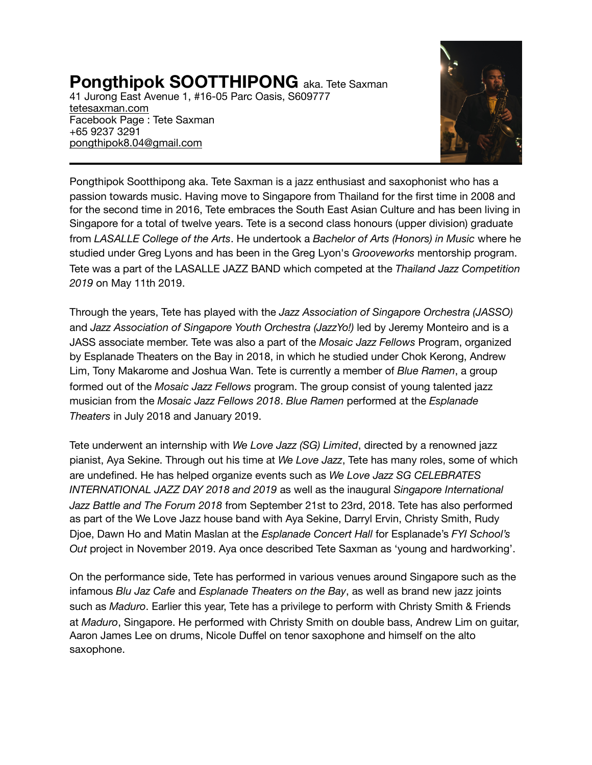# **Pongthipok SOOTTHIPONG** aka. Tete Saxman

41 Jurong East Avenue 1, #16-05 Parc Oasis, S609777
tetesaxman.com
Facebook Page : Tete Saxman
+65 9237 3291
pongthipok8.04@gmail.com

---

Pongthipok Sootthipong aka. Tete Saxman is a jazz enthusiast and saxophonist who has a passion towards music. Having move to Singapore from Thailand for the first time in 2008 and for the second time in 2016, Tete embraces the South East Asian Culture and has been living in Singapore for a total of twelve years. Tete is a second class honours (upper division) graduate from *LASALLE College of the Arts*. He undertook a *Bachelor of Arts (Honors) in Music* where he studied under Greg Lyons and has been in the Greg Lyon's *Grooveworks* mentorship program. Tete was a part of the LASALLE JAZZ BAND which competed at the *Thailand Jazz Competition 2019* on May 11th 2019.

Through the years, Tete has played with the *Jazz Association of Singapore Orchestra (JASSO)* and *Jazz Association of Singapore Youth Orchestra (JazzYo!)* led by Jeremy Monteiro and is a JASS associate member. Tete was also a part of the *Mosaic Jazz Fellows* Program, organized by Esplanade Theaters on the Bay in 2018, in which he studied under Chok Kerong, Andrew Lim, Tony Makarome and Joshua Wan. Tete is currently a member of *Blue Ramen*, a group formed out of the *Mosaic Jazz Fellows* program. The group consist of young talented jazz musician from the *Mosaic Jazz Fellows 2018*. *Blue Ramen* performed at the *Esplanade Theaters* in July 2018 and January 2019.

Tete underwent an internship with *We Love Jazz (SG) Limited*, directed by a renowned jazz pianist, Aya Sekine. Through out his time at *We Love Jazz*, Tete has many roles, some of which are undefined. He has helped organize events such as *We Love Jazz SG CELEBRATES INTERNATIONAL JAZZ DAY 2018 and 2019* as well as the inaugural *Singapore International Jazz Battle and The Forum 2018* from September 21st to 23rd, 2018. Tete has also performed as part of the We Love Jazz house band with Aya Sekine, Darryl Ervin, Christy Smith, Rudy Djoe, Dawn Ho and Matin Maslan at the *Esplanade Concert Hall* for Esplanade's *FYI School's Out* project in November 2019. Aya once described Tete Saxman as 'young and hardworking'.

On the performance side, Tete has performed in various venues around Singapore such as the infamous *Blu Jaz Cafe* and *Esplanade Theaters on the Bay*, as well as brand new jazz joints such as *Maduro*. Earlier this year, Tete has a privilege to perform with Christy Smith & Friends at *Maduro*, Singapore. He performed with Christy Smith on double bass, Andrew Lim on guitar, Aaron James Lee on drums, Nicole Duffel on tenor saxophone and himself on the alto saxophone.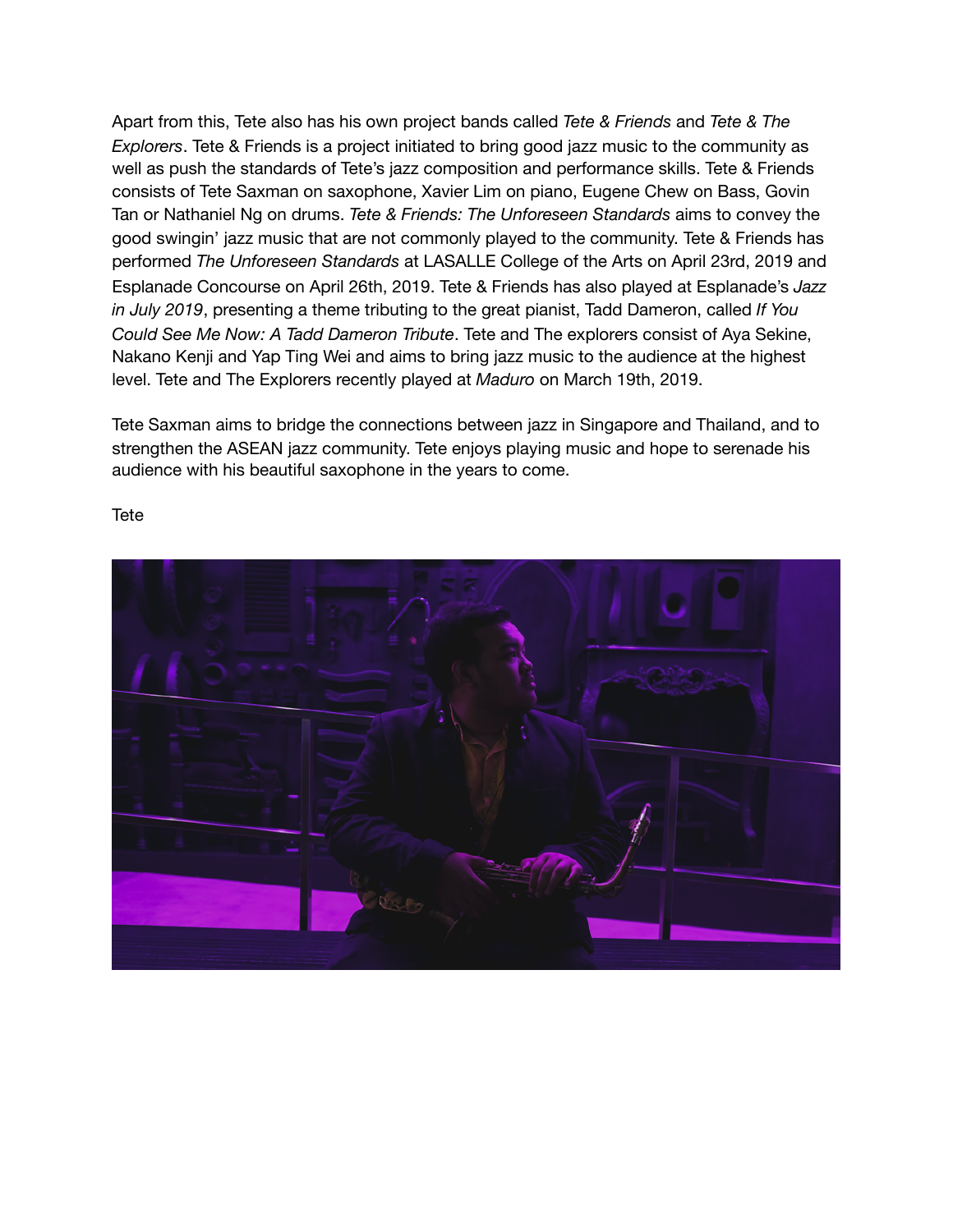Apart from this, Tete also has his own project bands called *Tete & Friends* and *Tete & The Explorers*. Tete & Friends is a project initiated to bring good jazz music to the community as well as push the standards of Tete's jazz composition and performance skills. Tete & Friends consists of Tete Saxman on saxophone, Xavier Lim on piano, Eugene Chew on Bass, Govin Tan or Nathaniel Ng on drums. *Tete & Friends: The Unforeseen Standards* aims to convey the good swingin' jazz music that are not commonly played to the community. Tete & Friends has performed *The Unforeseen Standards* at LASALLE College of the Arts on April 23rd, 2019 and Esplanade Concourse on April 26th, 2019. Tete & Friends has also played at Esplanade's *Jazz in July 2019*, presenting a theme tributing to the great pianist, Tadd Dameron, called *If You Could See Me Now: A Tadd Dameron Tribute*. Tete and The explorers consist of Aya Sekine, Nakano Kenji and Yap Ting Wei and aims to bring jazz music to the audience at the highest level. Tete and The Explorers recently played at *Maduro* on March 19th, 2019.

Tete Saxman aims to bridge the connections between jazz in Singapore and Thailand, and to strengthen the ASEAN jazz community. Tete enjoys playing music and hope to serenade his audience with his beautiful saxophone in the years to come.

Tete